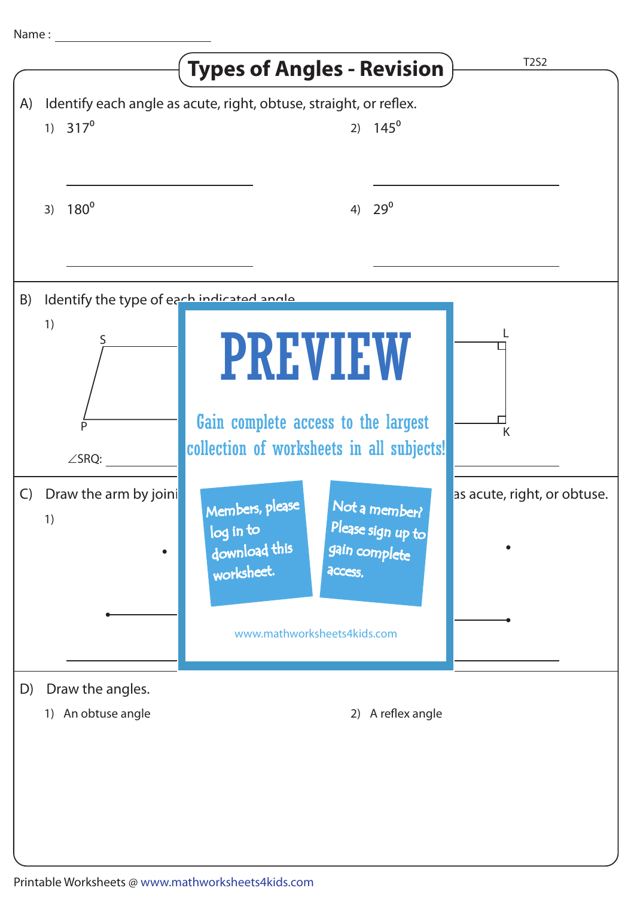Name : ____________________

# Types of Angles - Revision

T2S2

A) Identify each angle as acute, right, obtuse, straight, or reflex.

1) $317^0$ ____________________

2) $145^0$ ____________________

3) $180^0$ ____________________

4) $29^0$ ____________________

B) Identify the type of each indicated angle

1)

S

P

$\angle$SRQ: ____________________

L

K

C) Draw the arm by joini ... as acute, right, or obtuse.

1)

PREVIEW

Gain complete access to the largest collection of worksheets in all subjects!

Members, please log in to download this worksheet.

Not a member? Please sign up to gain complete access.

www.mathworksheets4kids.com

D) Draw the angles.

1) An obtuse angle

2) A reflex angle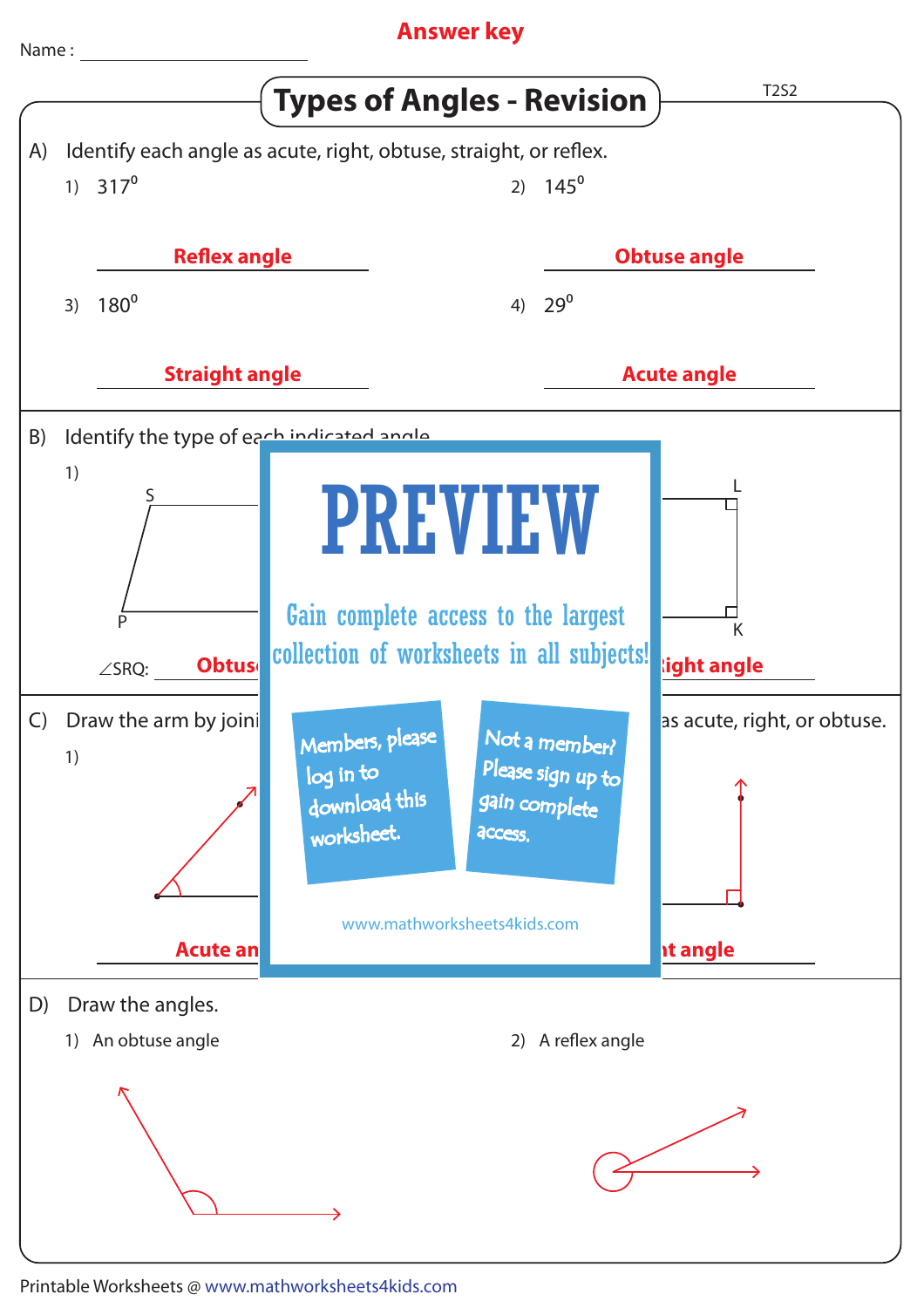**Answer key**

Name : ____________________

# Types of Angles - Revision

T2S2

A) Identify each angle as acute, right, obtuse, straight, or reflex.

1) $317^0$

**Reflex angle**

2) $145^0$

**Obtuse angle**

3) $180^0$

**Straight angle**

4) $29^0$

**Acute angle**

B) Identify the type of each indicated angle.

1)

S

P

∠SRQ: **Obtus**

L

K

**ight angle**

C) Draw the arm by joini ... as acute, right, or obtuse.

1)

**Acute an**

**nt angle**

PREVIEW

Gain complete access to the largest collection of worksheets in all subjects!

Members, please log in to download this worksheet.

Not a member? Please sign up to gain complete access.

www.mathworksheets4kids.com

D) Draw the angles.

1) An obtuse angle

2) A reflex angle

Printable Worksheets @ www.mathworksheets4kids.com